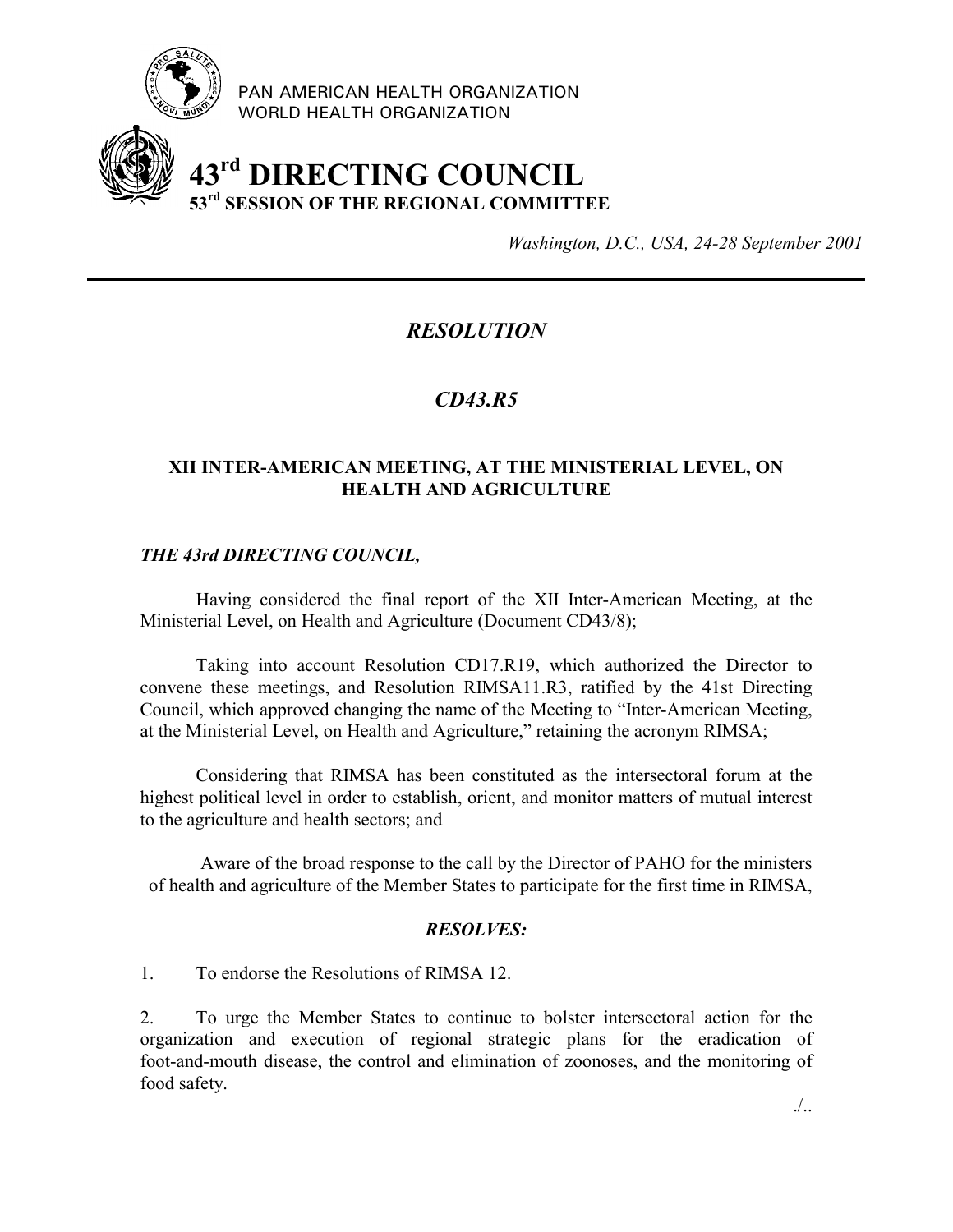PAN AMERICAN HEALTH ORGANIZATION
WORLD HEALTH ORGANIZATION

# 43rd DIRECTING COUNCIL
## 53rd SESSION OF THE REGIONAL COMMITTEE

*Washington, D.C., USA, 24-28 September 2001*

---

## *RESOLUTION*

## *CD43.R5*

### XII INTER-AMERICAN MEETING, AT THE MINISTERIAL LEVEL, ON HEALTH AND AGRICULTURE

***THE 43rd DIRECTING COUNCIL,***

Having considered the final report of the XII Inter-American Meeting, at the Ministerial Level, on Health and Agriculture (Document CD43/8);

Taking into account Resolution CD17.R19, which authorized the Director to convene these meetings, and Resolution RIMSA11.R3, ratified by the 41st Directing Council, which approved changing the name of the Meeting to "Inter-American Meeting, at the Ministerial Level, on Health and Agriculture," retaining the acronym RIMSA;

Considering that RIMSA has been constituted as the intersectoral forum at the highest political level in order to establish, orient, and monitor matters of mutual interest to the agriculture and health sectors; and

Aware of the broad response to the call by the Director of PAHO for the ministers of health and agriculture of the Member States to participate for the first time in RIMSA,

***RESOLVES:***

1. To endorse the Resolutions of RIMSA 12.

2. To urge the Member States to continue to bolster intersectoral action for the organization and execution of regional strategic plans for the eradication of foot-and-mouth disease, the control and elimination of zoonoses, and the monitoring of food safety.

./..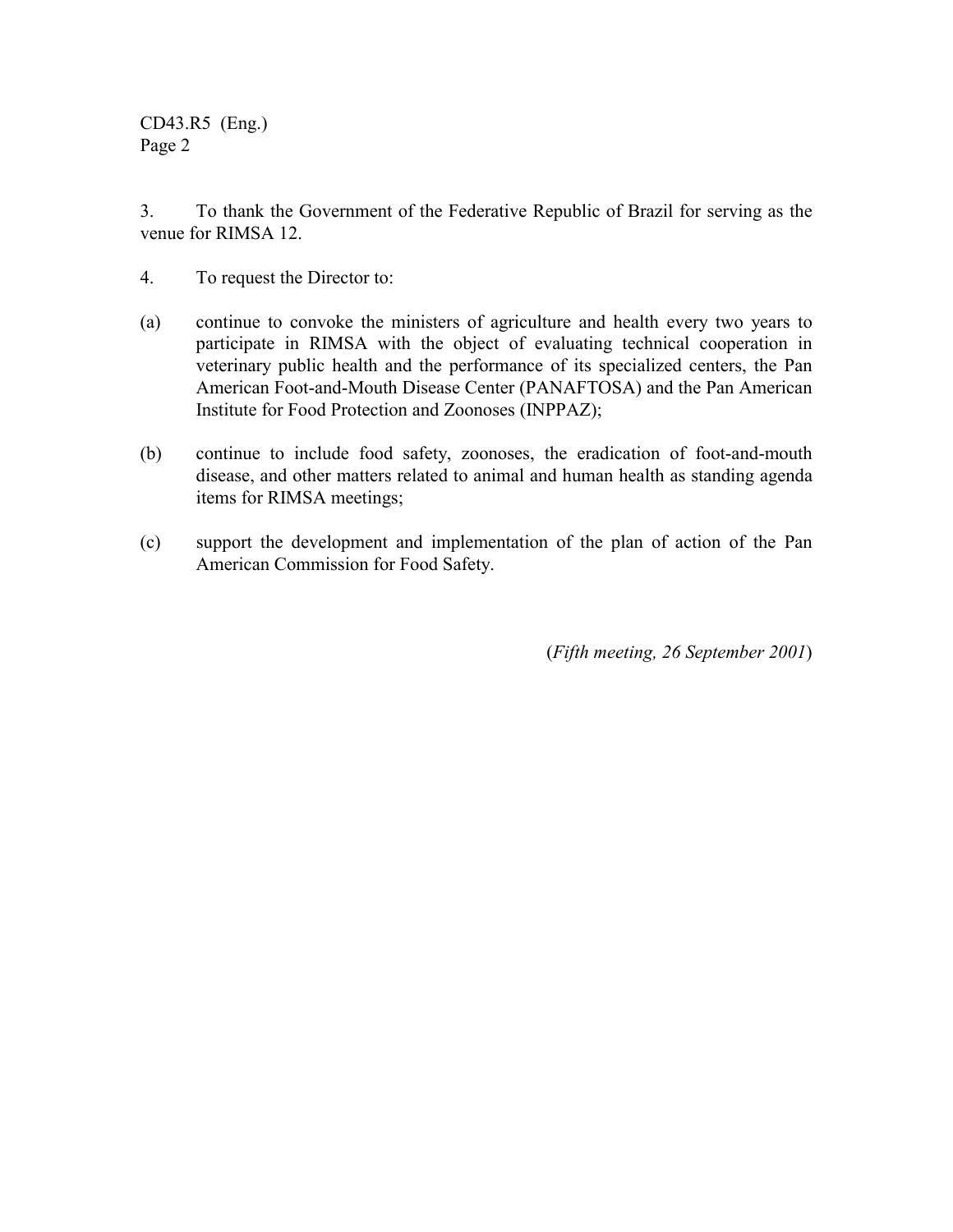3. To thank the Government of the Federative Republic of Brazil for serving as the venue for RIMSA 12.

4. To request the Director to:

(a) continue to convoke the ministers of agriculture and health every two years to participate in RIMSA with the object of evaluating technical cooperation in veterinary public health and the performance of its specialized centers, the Pan American Foot-and-Mouth Disease Center (PANAFTOSA) and the Pan American Institute for Food Protection and Zoonoses (INPPAZ);

(b) continue to include food safety, zoonoses, the eradication of foot-and-mouth disease, and other matters related to animal and human health as standing agenda items for RIMSA meetings;

(c) support the development and implementation of the plan of action of the Pan American Commission for Food Safety.

(*Fifth meeting, 26 September 2001*)